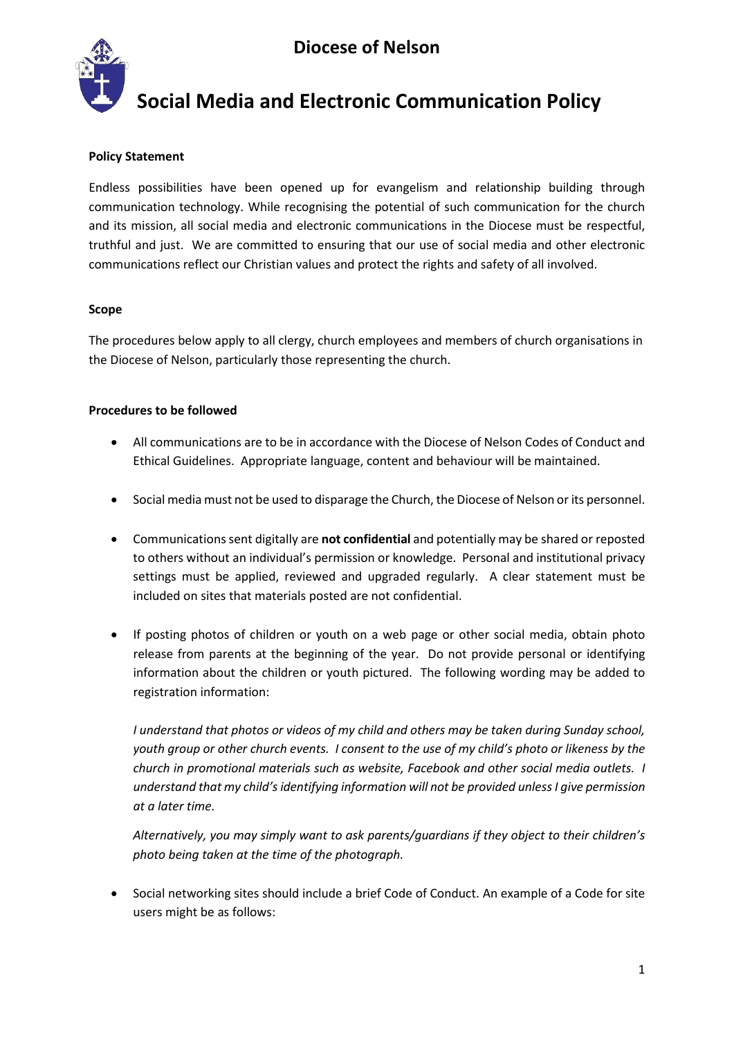# Diocese of Nelson

# Social Media and Electronic Communication Policy

**Policy Statement**

Endless possibilities have been opened up for evangelism and relationship building through communication technology. While recognising the potential of such communication for the church and its mission, all social media and electronic communications in the Diocese must be respectful, truthful and just. We are committed to ensuring that our use of social media and other electronic communications reflect our Christian values and protect the rights and safety of all involved.

**Scope**

The procedures below apply to all clergy, church employees and members of church organisations in the Diocese of Nelson, particularly those representing the church.

**Procedures to be followed**

- All communications are to be in accordance with the Diocese of Nelson Codes of Conduct and Ethical Guidelines. Appropriate language, content and behaviour will be maintained.

- Social media must not be used to disparage the Church, the Diocese of Nelson or its personnel.

- Communications sent digitally are **not confidential** and potentially may be shared or reposted to others without an individual's permission or knowledge. Personal and institutional privacy settings must be applied, reviewed and upgraded regularly. A clear statement must be included on sites that materials posted are not confidential.

- If posting photos of children or youth on a web page or other social media, obtain photo release from parents at the beginning of the year. Do not provide personal or identifying information about the children or youth pictured. The following wording may be added to registration information:

  *I understand that photos or videos of my child and others may be taken during Sunday school, youth group or other church events. I consent to the use of my child's photo or likeness by the church in promotional materials such as website, Facebook and other social media outlets. I understand that my child's identifying information will not be provided unless I give permission at a later time.*

  *Alternatively, you may simply want to ask parents/guardians if they object to their children's photo being taken at the time of the photograph.*

- Social networking sites should include a brief Code of Conduct. An example of a Code for site users might be as follows: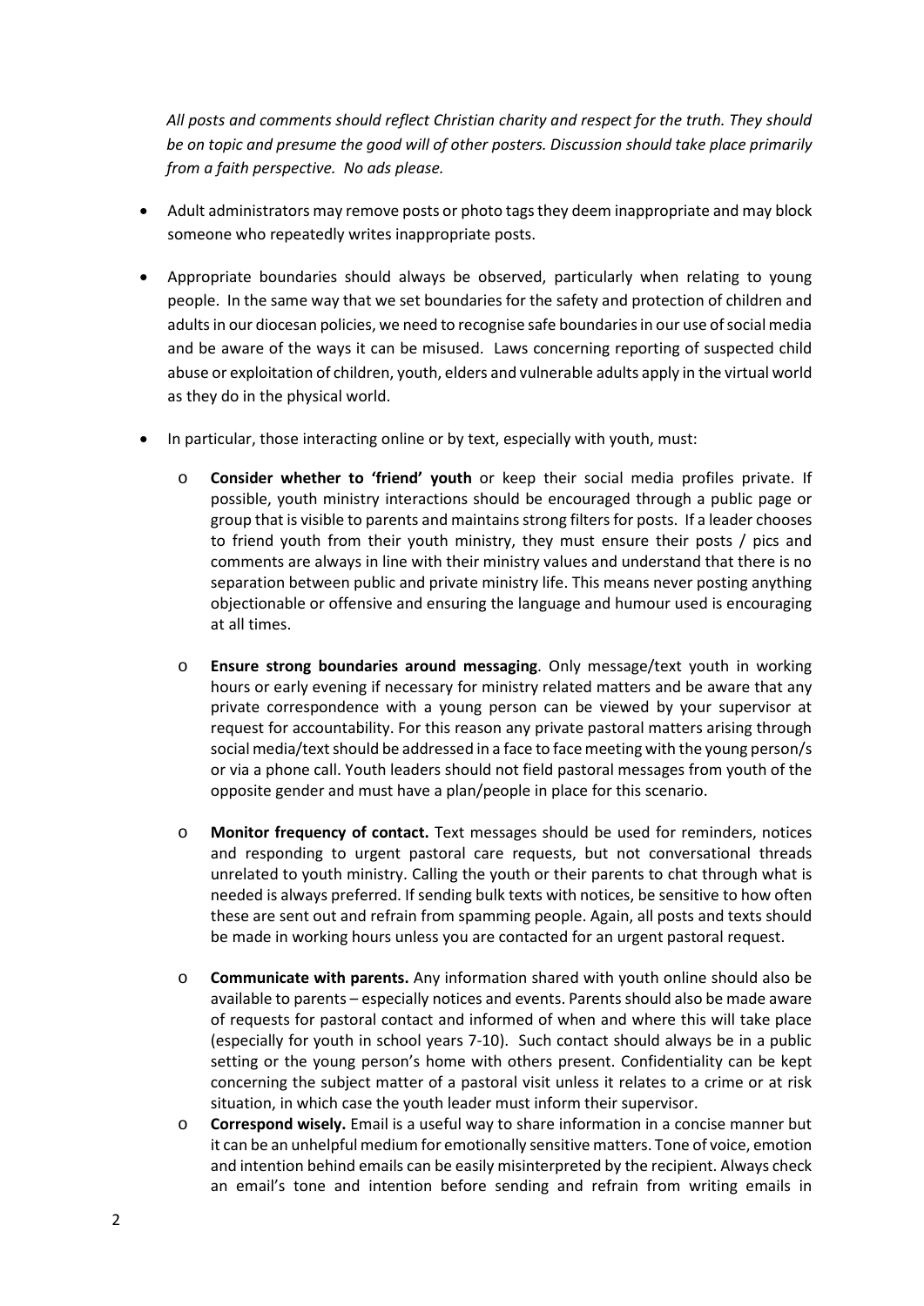*All posts and comments should reflect Christian charity and respect for the truth. They should be on topic and presume the good will of other posters. Discussion should take place primarily from a faith perspective. No ads please.*

- Adult administrators may remove posts or photo tags they deem inappropriate and may block someone who repeatedly writes inappropriate posts.

- Appropriate boundaries should always be observed, particularly when relating to young people. In the same way that we set boundaries for the safety and protection of children and adults in our diocesan policies, we need to recognise safe boundaries in our use of social media and be aware of the ways it can be misused. Laws concerning reporting of suspected child abuse or exploitation of children, youth, elders and vulnerable adults apply in the virtual world as they do in the physical world.

- In particular, those interacting online or by text, especially with youth, must:

  - **Consider whether to 'friend' youth** or keep their social media profiles private. If possible, youth ministry interactions should be encouraged through a public page or group that is visible to parents and maintains strong filters for posts. If a leader chooses to friend youth from their youth ministry, they must ensure their posts / pics and comments are always in line with their ministry values and understand that there is no separation between public and private ministry life. This means never posting anything objectionable or offensive and ensuring the language and humour used is encouraging at all times.

  - **Ensure strong boundaries around messaging**. Only message/text youth in working hours or early evening if necessary for ministry related matters and be aware that any private correspondence with a young person can be viewed by your supervisor at request for accountability. For this reason any private pastoral matters arising through social media/text should be addressed in a face to face meeting with the young person/s or via a phone call. Youth leaders should not field pastoral messages from youth of the opposite gender and must have a plan/people in place for this scenario.

  - **Monitor frequency of contact.** Text messages should be used for reminders, notices and responding to urgent pastoral care requests, but not conversational threads unrelated to youth ministry. Calling the youth or their parents to chat through what is needed is always preferred. If sending bulk texts with notices, be sensitive to how often these are sent out and refrain from spamming people. Again, all posts and texts should be made in working hours unless you are contacted for an urgent pastoral request.

  - **Communicate with parents.** Any information shared with youth online should also be available to parents – especially notices and events. Parents should also be made aware of requests for pastoral contact and informed of when and where this will take place (especially for youth in school years 7-10). Such contact should always be in a public setting or the young person's home with others present. Confidentiality can be kept concerning the subject matter of a pastoral visit unless it relates to a crime or at risk situation, in which case the youth leader must inform their supervisor.

  - **Correspond wisely.** Email is a useful way to share information in a concise manner but it can be an unhelpful medium for emotionally sensitive matters. Tone of voice, emotion and intention behind emails can be easily misinterpreted by the recipient. Always check an email's tone and intention before sending and refrain from writing emails in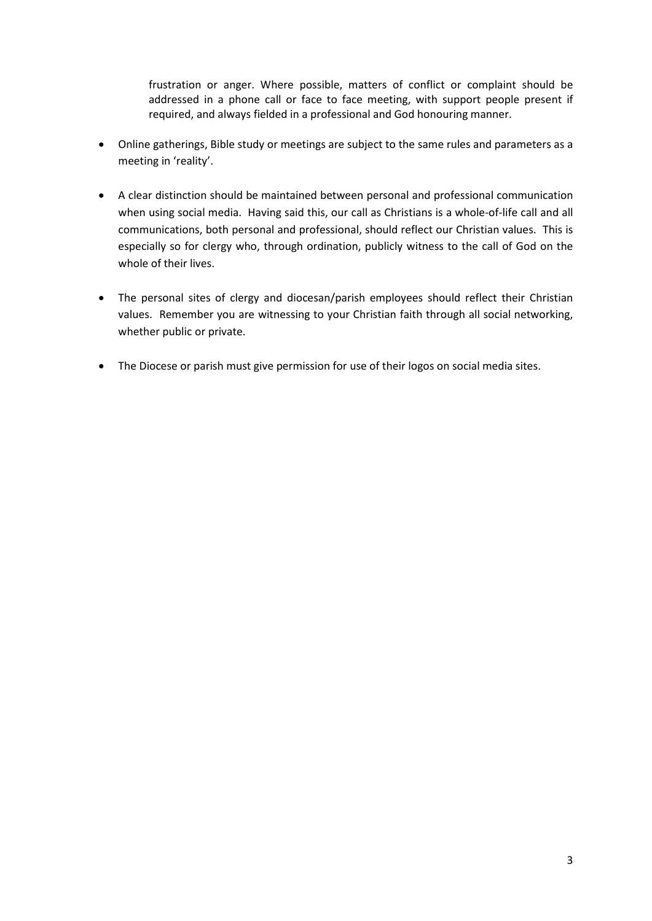frustration or anger. Where possible, matters of conflict or complaint should be addressed in a phone call or face to face meeting, with support people present if required, and always fielded in a professional and God honouring manner.

- Online gatherings, Bible study or meetings are subject to the same rules and parameters as a meeting in 'reality'.

- A clear distinction should be maintained between personal and professional communication when using social media. Having said this, our call as Christians is a whole-of-life call and all communications, both personal and professional, should reflect our Christian values. This is especially so for clergy who, through ordination, publicly witness to the call of God on the whole of their lives.

- The personal sites of clergy and diocesan/parish employees should reflect their Christian values. Remember you are witnessing to your Christian faith through all social networking, whether public or private.

- The Diocese or parish must give permission for use of their logos on social media sites.